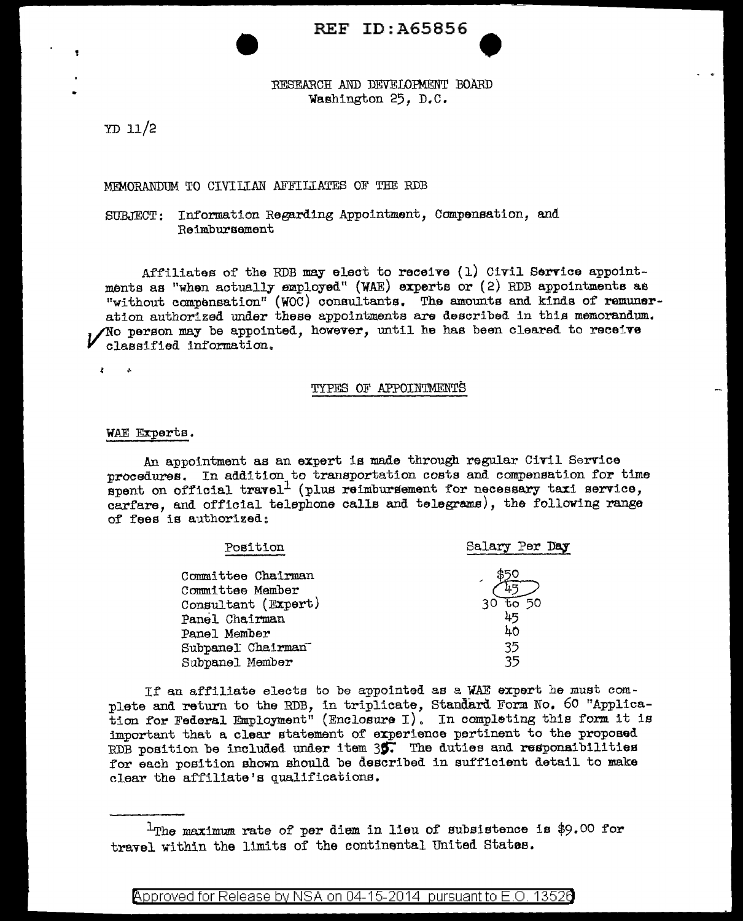REF ID:A65856

RESEARCH AND DEVELOPMENT BOARD
Washington 25, D.C.

YD 11/2

MEMORANDUM TO CIVILIAN AFFILIATES OF THE RDB

SUBJECT: Information Regarding Appointment, Compensation, and Reimbursement

Affiliates of the RDB may elect to receive (1) Civil Service appointments as "when actually employed" (WAE) experts or (2) RDB appointments as "without compensation" (WOC) consultants. The amounts and kinds of remuneration authorized under these appointments are described in this memorandum. No person may be appointed, however, until he has been cleared to receive classified information.

## TYPES OF APPOINTMENTS

### WAE Experts.

An appointment as an expert is made through regular Civil Service procedures. In addition to transportation costs and compensation for time spent on official travel[1] (plus reimbursement for necessary taxi service, carfare, and official telephone calls and telegrams), the following range of fees is authorized:

| Position | Salary Per Day |
|---|---|
| Committee Chairman | $50 |
| Committee Member | 45 |
| Consultant (Expert) | 30 to 50 |
| Panel Chairman | 45 |
| Panel Member | 40 |
| Subpanel Chairman | 35 |
| Subpanel Member | 35 |

If an affiliate elects to be appointed as a WAE expert he must complete and return to the RDB, in triplicate, Standard Form No. 60 "Application for Federal Employment" (Enclosure I). In completing this form it is important that a clear statement of experience pertinent to the proposed RDB position be included under item 35. The duties and responsibilities for each position shown should be described in sufficient detail to make clear the affiliate's qualifications.

[1] The maximum rate of per diem in lieu of subsistence is $9.00 for travel within the limits of the continental United States.

Approved for Release by NSA on 04-15-2014 pursuant to E.O. 13526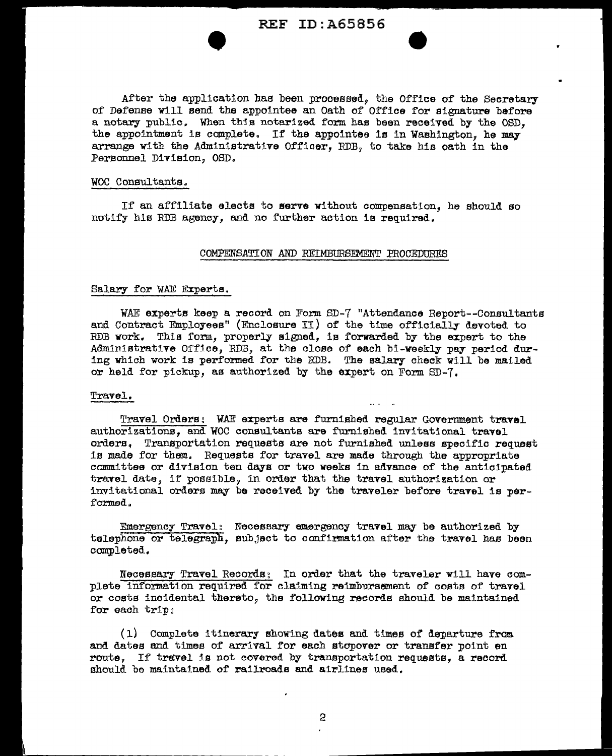After the application has been processed, the Office of the Secretary of Defense will send the appointee an Oath of Office for signature before a notary public. When this notarized form has been received by the OSD, the appointment is complete. If the appointee is in Washington, he may arrange with the Administrative Officer, RDB, to take his oath in the Personnel Division, OSD.

WOC Consultants.

If an affiliate elects to serve without compensation, he should so notify his RDB agency, and no further action is required.

## COMPENSATION AND REIMBURSEMENT PROCEDURES

Salary for WAE Experts.

WAE experts keep a record on Form SD-7 "Attendance Report--Consultants and Contract Employees" (Enclosure II) of the time officially devoted to RDB work. This form, properly signed, is forwarded by the expert to the Administrative Office, RDB, at the close of each bi-weekly pay period during which work is performed for the RDB. The salary check will be mailed or held for pickup, as authorized by the expert on Form SD-7.

Travel.

Travel Orders: WAE experts are furnished regular Government travel authorizations, and WOC consultants are furnished invitational travel orders. Transportation requests are not furnished unless specific request is made for them. Requests for travel are made through the appropriate committee or division ten days or two weeks in advance of the anticipated travel date, if possible, in order that the travel authorization or invitational orders may be received by the traveler before travel is performed.

Emergency Travel: Necessary emergency travel may be authorized by telephone or telegraph, subject to confirmation after the travel has been completed.

Necessary Travel Records: In order that the traveler will have complete information required for claiming reimbursement of costs of travel or costs incidental thereto, the following records should be maintained for each trip:

(1) Complete itinerary showing dates and times of departure from and dates and times of arrival for each stopover or transfer point en route. If travel is not covered by transportation requests, a record should be maintained of railroads and airlines used.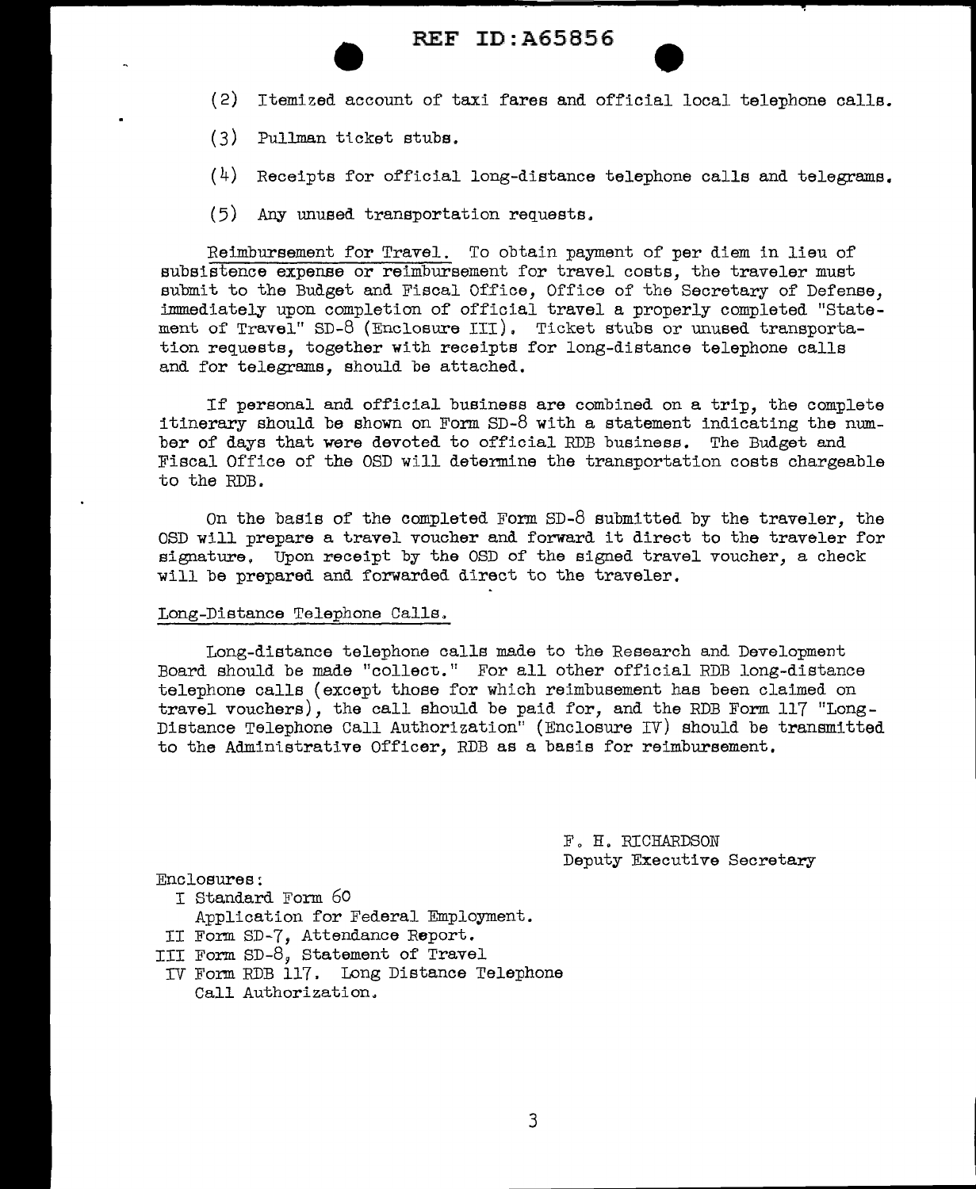(2) Itemized account of taxi fares and official local telephone calls.

(3) Pullman ticket stubs.

(4) Receipts for official long-distance telephone calls and telegrams.

(5) Any unused transportation requests.

Reimbursement for Travel. To obtain payment of per diem in lieu of subsistence expense or reimbursement for travel costs, the traveler must submit to the Budget and Fiscal Office, Office of the Secretary of Defense, immediately upon completion of official travel a properly completed "Statement of Travel" SD-8 (Enclosure III). Ticket stubs or unused transportation requests, together with receipts for long-distance telephone calls and for telegrams, should be attached.

If personal and official business are combined on a trip, the complete itinerary should be shown on Form SD-8 with a statement indicating the number of days that were devoted to official RDB business. The Budget and Fiscal Office of the OSD will determine the transportation costs chargeable to the RDB.

On the basis of the completed Form SD-8 submitted by the traveler, the OSD will prepare a travel voucher and forward it direct to the traveler for signature. Upon receipt by the OSD of the signed travel voucher, a check will be prepared and forwarded direct to the traveler.

Long-Distance Telephone Calls.

Long-distance telephone calls made to the Research and Development Board should be made "collect." For all other official RDB long-distance telephone calls (except those for which reimbusement has been claimed on travel vouchers), the call should be paid for, and the RDB Form 117 "Long-Distance Telephone Call Authorization" (Enclosure IV) should be transmitted to the Administrative Officer, RDB as a basis for reimbursement.

F. H. RICHARDSON
Deputy Executive Secretary

Enclosures:

I Standard Form 60
Application for Federal Employment.

II Form SD-7, Attendance Report.

III Form SD-8, Statement of Travel

IV Form RDB 117. Long Distance Telephone
Call Authorization.